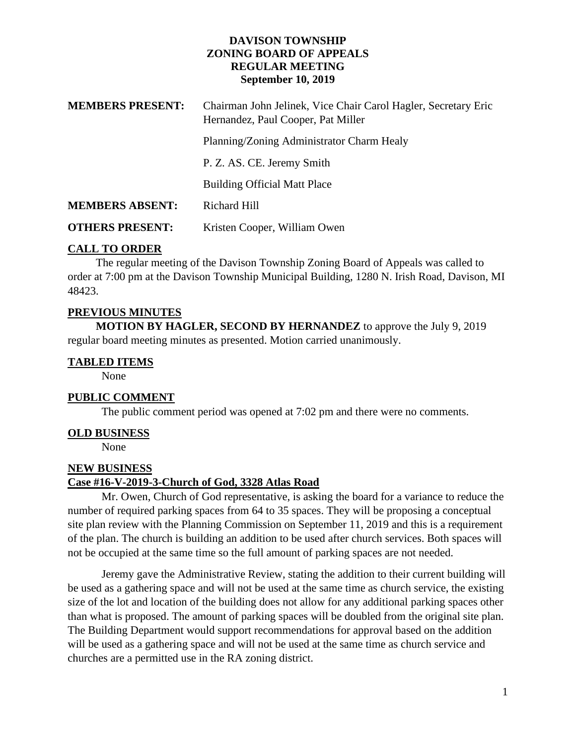# DAVISON TOWNSHIP
## ZONING BOARD OF APPEALS
## REGULAR MEETING
## September 10, 2019

| | |
|---|---|
| **MEMBERS PRESENT:** | Chairman John Jelinek, Vice Chair Carol Hagler, Secretary Eric Hernandez, Paul Cooper, Pat Miller |
| | Planning/Zoning Administrator Charm Healy |
| | P. Z. AS. CE. Jeremy Smith |
| | Building Official Matt Place |
| **MEMBERS ABSENT:** | Richard Hill |
| **OTHERS PRESENT:** | Kristen Cooper, William Owen |

**CALL TO ORDER**

The regular meeting of the Davison Township Zoning Board of Appeals was called to order at 7:00 pm at the Davison Township Municipal Building, 1280 N. Irish Road, Davison, MI 48423.

**PREVIOUS MINUTES**

**MOTION BY HAGLER, SECOND BY HERNANDEZ** to approve the July 9, 2019 regular board meeting minutes as presented. Motion carried unanimously.

**TABLED ITEMS**

None

**PUBLIC COMMENT**

The public comment period was opened at 7:02 pm and there were no comments.

**OLD BUSINESS**

None

**NEW BUSINESS**

**Case #16-V-2019-3-Church of God, 3328 Atlas Road**

Mr. Owen, Church of God representative, is asking the board for a variance to reduce the number of required parking spaces from 64 to 35 spaces. They will be proposing a conceptual site plan review with the Planning Commission on September 11, 2019 and this is a requirement of the plan. The church is building an addition to be used after church services. Both spaces will not be occupied at the same time so the full amount of parking spaces are not needed.

Jeremy gave the Administrative Review, stating the addition to their current building will be used as a gathering space and will not be used at the same time as church service, the existing size of the lot and location of the building does not allow for any additional parking spaces other than what is proposed. The amount of parking spaces will be doubled from the original site plan. The Building Department would support recommendations for approval based on the addition will be used as a gathering space and will not be used at the same time as church service and churches are a permitted use in the RA zoning district.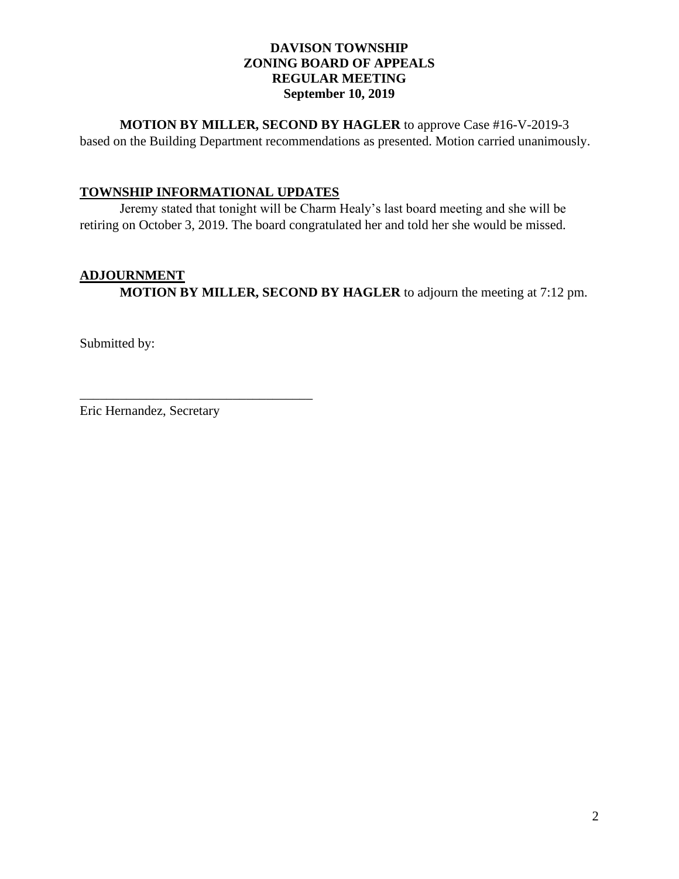**DAVISON TOWNSHIP**
**ZONING BOARD OF APPEALS**
**REGULAR MEETING**
**September 10, 2019**

**MOTION BY MILLER, SECOND BY HAGLER** to approve Case #16-V-2019-3 based on the Building Department recommendations as presented. Motion carried unanimously.

## TOWNSHIP INFORMATIONAL UPDATES

Jeremy stated that tonight will be Charm Healy's last board meeting and she will be retiring on October 3, 2019. The board congratulated her and told her she would be missed.

## ADJOURNMENT

**MOTION BY MILLER, SECOND BY HAGLER** to adjourn the meeting at 7:12 pm.

Submitted by:

___________________________________
Eric Hernandez, Secretary